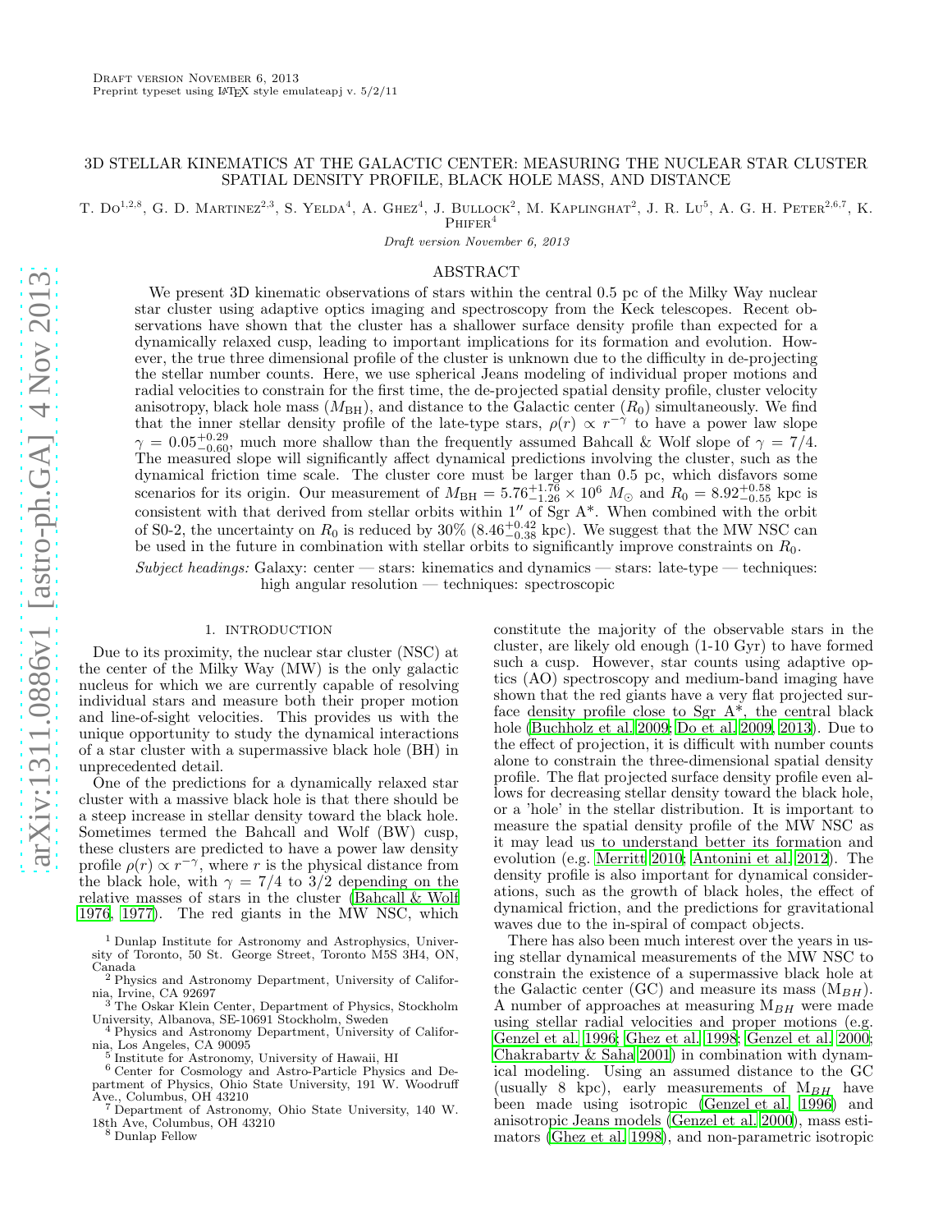Draft version November 6, 2013
Preprint typeset using LaTeX style emulateapj v. 5/2/11

# 3D STELLAR KINEMATICS AT THE GALACTIC CENTER: MEASURING THE NUCLEAR STAR CLUSTER SPATIAL DENSITY PROFILE, BLACK HOLE MASS, AND DISTANCE

T. Do[1,2,8], G. D. Martinez[2,3], S. Yelda[4], A. Ghez[4], J. Bullock[2], M. Kaplinghat[2], J. R. Lu[5], A. G. H. Peter[2,6,7], K. Phifer[4]

*Draft version November 6, 2013*

## ABSTRACT

We present 3D kinematic observations of stars within the central 0.5 pc of the Milky Way nuclear star cluster using adaptive optics imaging and spectroscopy from the Keck telescopes. Recent observations have shown that the cluster has a shallower surface density profile than expected for a dynamically relaxed cusp, leading to important implications for its formation and evolution. However, the true three dimensional profile of the cluster is unknown due to the difficulty in de-projecting the stellar number counts. Here, we use spherical Jeans modeling of individual proper motions and radial velocities to constrain for the first time, the de-projected spatial density profile, cluster velocity anisotropy, black hole mass ($M_{\rm BH}$), and distance to the Galactic center ($R_0$) simultaneously. We find that the inner stellar density profile of the late-type stars, $\rho(r) \propto r^{-\gamma}$ to have a power law slope $\gamma = 0.05^{+0.29}_{-0.60}$, much more shallow than the frequently assumed Bahcall & Wolf slope of $\gamma = 7/4$. The measured slope will significantly affect dynamical predictions involving the cluster, such as the dynamical friction time scale. The cluster core must be larger than 0.5 pc, which disfavors some scenarios for its origin. Our measurement of $M_{\rm BH} = 5.76^{+1.76}_{-1.26} \times 10^6\ M_\odot$ and $R_0 = 8.92^{+0.58}_{-0.55}$ kpc is consistent with that derived from stellar orbits within 1″ of Sgr A*. When combined with the orbit of S0-2, the uncertainty on $R_0$ is reduced by 30% ($8.46^{+0.42}_{-0.38}$ kpc). We suggest that the MW NSC can be used in the future in combination with stellar orbits to significantly improve constraints on $R_0$.

*Subject headings:* Galaxy: center — stars: kinematics and dynamics — stars: late-type — techniques: high angular resolution — techniques: spectroscopic

## 1. INTRODUCTION

Due to its proximity, the nuclear star cluster (NSC) at the center of the Milky Way (MW) is the only galactic nucleus for which we are currently capable of resolving individual stars and measure both their proper motion and line-of-sight velocities. This provides us with the unique opportunity to study the dynamical interactions of a star cluster with a supermassive black hole (BH) in unprecedented detail.

One of the predictions for a dynamically relaxed star cluster with a massive black hole is that there should be a steep increase in stellar density toward the black hole. Sometimes termed the Bahcall and Wolf (BW) cusp, these clusters are predicted to have a power law density profile $\rho(r) \propto r^{-\gamma}$, where $r$ is the physical distance from the black hole, with $\gamma = 7/4$ to $3/2$ depending on the relative masses of stars in the cluster (Bahcall & Wolf 1976, 1977). The red giants in the MW NSC, which constitute the majority of the observable stars in the cluster, are likely old enough (1-10 Gyr) to have formed such a cusp. However, star counts using adaptive optics (AO) spectroscopy and medium-band imaging have shown that the red giants have a very flat projected surface density profile close to Sgr A*, the central black hole (Buchholz et al. 2009; Do et al. 2009, 2013). Due to the effect of projection, it is difficult with number counts alone to constrain the three-dimensional spatial density profile. The flat projected surface density profile even allows for decreasing stellar density toward the black hole, or a 'hole' in the stellar distribution. It is important to measure the spatial density profile of the MW NSC as it may lead us to understand better its formation and evolution (e.g. Merritt 2010; Antonini et al. 2012). The density profile is also important for dynamical considerations, such as the growth of black holes, the effect of dynamical friction, and the predictions for gravitational waves due to the in-spiral of compact objects.

There has also been much interest over the years in using stellar dynamical measurements of the MW NSC to constrain the existence of a supermassive black hole at the Galactic center (GC) and measure its mass ($M_{BH}$). A number of approaches at measuring $M_{BH}$ were made using stellar radial velocities and proper motions (e.g. Genzel et al. 1996; Ghez et al. 1998; Genzel et al. 2000; Chakrabarty & Saha 2001) in combination with dynamical modeling. Using an assumed distance to the GC (usually 8 kpc), early measurements of $M_{BH}$ have been made using isotropic (Genzel et al. 1996) and anisotropic Jeans models (Genzel et al. 2000), mass estimators (Ghez et al. 1998), and non-parametric isotropic

[1] Dunlap Institute for Astronomy and Astrophysics, University of Toronto, 50 St. George Street, Toronto M5S 3H4, ON, Canada
[2] Physics and Astronomy Department, University of California, Irvine, CA 92697
[3] The Oskar Klein Center, Department of Physics, Stockholm University, Albanova, SE-10691 Stockholm, Sweden
[4] Physics and Astronomy Department, University of California, Los Angeles, CA 90095
[5] Institute for Astronomy, University of Hawaii, HI
[6] Center for Cosmology and Astro-Particle Physics and Department of Physics, Ohio State University, 191 W. Woodruff Ave., Columbus, OH 43210
[7] Department of Astronomy, Ohio State University, 140 W. 18th Ave, Columbus, OH 43210
[8] Dunlap Fellow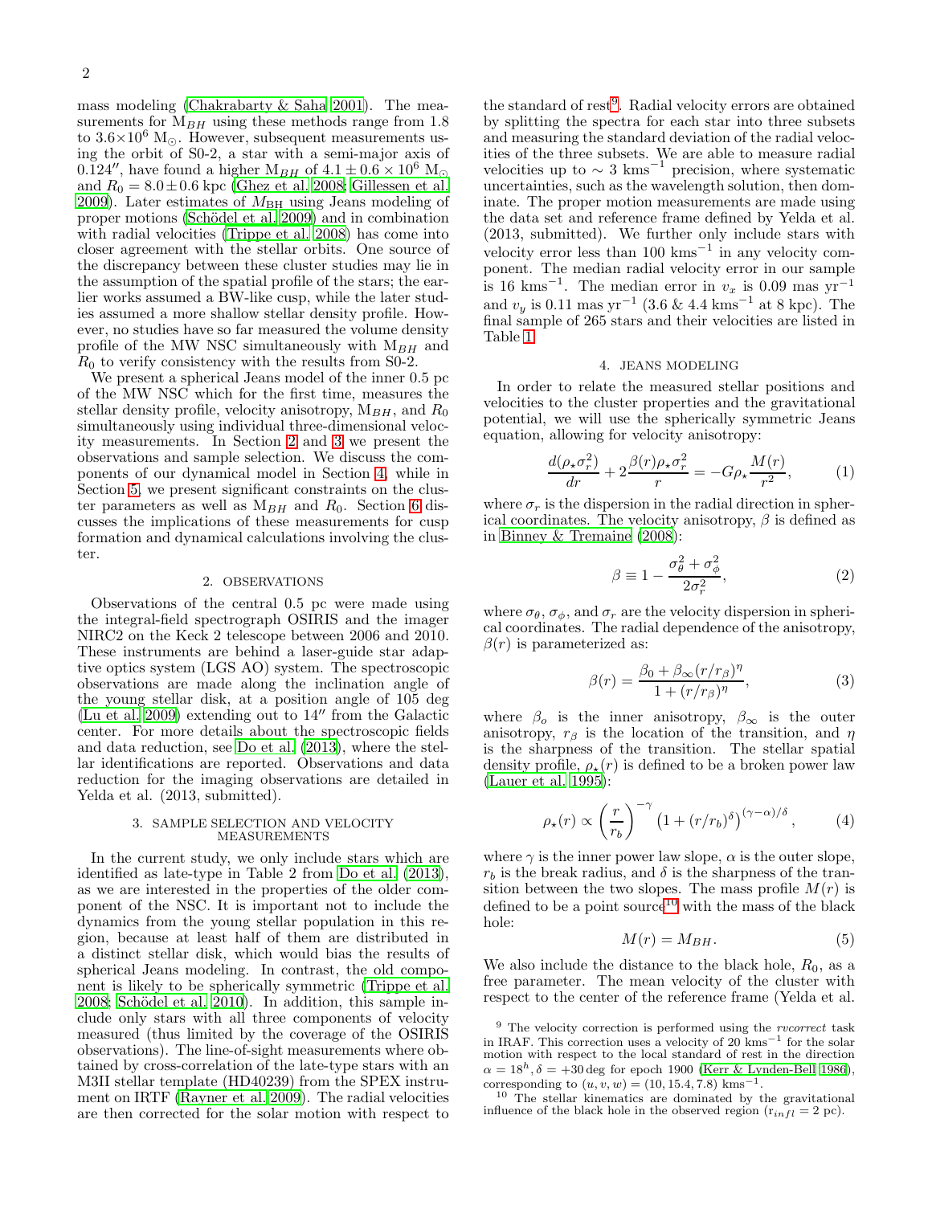mass modeling (Chakrabarty & Saha 2001). The measurements for $M_{BH}$ using these methods range from 1.8 to $3.6\times10^6$ $M_\odot$. However, subsequent measurements using the orbit of S0-2, a star with a semi-major axis of 0.124″, have found a higher $M_{BH}$ of $4.1 \pm 0.6 \times 10^6$ $M_\odot$ and $R_0 = 8.0 \pm 0.6$ kpc (Ghez et al. 2008; Gillessen et al. 2009). Later estimates of $M_{\rm BH}$ using Jeans modeling of proper motions (Schödel et al. 2009) and in combination with radial velocities (Trippe et al. 2008) has come into closer agreement with the stellar orbits. One source of the discrepancy between these cluster studies may lie in the assumption of the spatial profile of the stars; the earlier works assumed a BW-like cusp, while the later studies assumed a more shallow stellar density profile. However, no studies have so far measured the volume density profile of the MW NSC simultaneously with $M_{BH}$ and $R_0$ to verify consistency with the results from S0-2.

We present a spherical Jeans model of the inner 0.5 pc of the MW NSC which for the first time, measures the stellar density profile, velocity anisotropy, $M_{BH}$, and $R_0$ simultaneously using individual three-dimensional velocity measurements. In Section 2 and 3 we present the observations and sample selection. We discuss the components of our dynamical model in Section 4, while in Section 5, we present significant constraints on the cluster parameters as well as $M_{BH}$ and $R_0$. Section 6 discusses the implications of these measurements for cusp formation and dynamical calculations involving the cluster.

## 2. OBSERVATIONS

Observations of the central 0.5 pc were made using the integral-field spectrograph OSIRIS and the imager NIRC2 on the Keck 2 telescope between 2006 and 2010. These instruments are behind a laser-guide star adaptive optics system (LGS AO) system. The spectroscopic observations are made along the inclination angle of the young stellar disk, at a position angle of 105 deg (Lu et al. 2009) extending out to 14″ from the Galactic center. For more details about the spectroscopic fields and data reduction, see Do et al. (2013), where the stellar identifications are reported. Observations and data reduction for the imaging observations are detailed in Yelda et al. (2013, submitted).

## 3. SAMPLE SELECTION AND VELOCITY MEASUREMENTS

In the current study, we only include stars which are identified as late-type in Table 2 from Do et al. (2013), as we are interested in the properties of the older component of the NSC. It is important not to include the dynamics from the young stellar population in this region, because at least half of them are distributed in a distinct stellar disk, which would bias the results of spherical Jeans modeling. In contrast, the old component is likely to be spherically symmetric (Trippe et al. 2008; Schödel et al. 2010). In addition, this sample include only stars with all three components of velocity measured (thus limited by the coverage of the OSIRIS observations). The line-of-sight measurements where obtained by cross-correlation of the late-type stars with an M3II stellar template (HD40239) from the SPEX instrument on IRTF (Rayner et al. 2009). The radial velocities are then corrected for the solar motion with respect to the standard of rest[9]. Radial velocity errors are obtained by splitting the spectra for each star into three subsets and measuring the standard deviation of the radial velocities of the three subsets. We are able to measure radial velocities up to $\sim 3$ km$^{-1}$ precision, where systematic uncertainties, such as the wavelength solution, then dominate. The proper motion measurements are made using the data set and reference frame defined by Yelda et al. (2013, submitted). We further only include stars with velocity error less than 100 kms$^{-1}$ in any velocity component. The median radial velocity error in our sample is 16 kms$^{-1}$. The median error in $v_x$ is 0.09 mas yr$^{-1}$ and $v_y$ is 0.11 mas yr$^{-1}$ (3.6 & 4.4 kms$^{-1}$ at 8 kpc). The final sample of 265 stars and their velocities are listed in Table 1.

## 4. JEANS MODELING

In order to relate the measured stellar positions and velocities to the cluster properties and the gravitational potential, we will use the spherically symmetric Jeans equation, allowing for velocity anisotropy:

$$\frac{d(\rho_\star \sigma_r^2)}{dr} + 2\frac{\beta(r)\rho_\star \sigma_r^2}{r} = -G\rho_\star \frac{M(r)}{r^2}, \qquad (1)$$

where $\sigma_r$ is the dispersion in the radial direction in spherical coordinates. The velocity anisotropy, $\beta$ is defined as in Binney & Tremaine (2008):

$$\beta \equiv 1 - \frac{\sigma_\theta^2 + \sigma_\phi^2}{2\sigma_r^2}, \qquad (2)$$

where $\sigma_\theta$, $\sigma_\phi$, and $\sigma_r$ are the velocity dispersion in spherical coordinates. The radial dependence of the anisotropy, $\beta(r)$ is parameterized as:

$$\beta(r) = \frac{\beta_0 + \beta_\infty (r/r_\beta)^\eta}{1 + (r/r_\beta)^\eta}, \qquad (3)$$

where $\beta_o$ is the inner anisotropy, $\beta_\infty$ is the outer anisotropy, $r_\beta$ is the location of the transition, and $\eta$ is the sharpness of the transition. The stellar spatial density profile, $\rho_\star(r)$ is defined to be a broken power law (Lauer et al. 1995):

$$\rho_\star(r) \propto \left(\frac{r}{r_b}\right)^{-\gamma} \left(1 + (r/r_b)^\delta\right)^{(\gamma-\alpha)/\delta}, \qquad (4)$$

where $\gamma$ is the inner power law slope, $\alpha$ is the outer slope, $r_b$ is the break radius, and $\delta$ is the sharpness of the transition between the two slopes. The mass profile $M(r)$ is defined to be a point source[10] with the mass of the black hole:

$$M(r) = M_{BH}. \qquad (5)$$

We also include the distance to the black hole, $R_0$, as a free parameter. The mean velocity of the cluster with respect to the center of the reference frame (Yelda et al.

[9] The velocity correction is performed using the *rvcorrect* task in IRAF. This correction uses a velocity of 20 kms$^{-1}$ for the solar motion with respect to the local standard of rest in the direction $\alpha = 18^h, \delta = +30$ deg for epoch 1900 (Kerr & Lynden-Bell 1986), corresponding to $(u, v, w) = (10, 15.4, 7.8)$ kms$^{-1}$.

[10] The stellar kinematics are dominated by the gravitational influence of the black hole in the observed region ($r_{infl} = 2$ pc).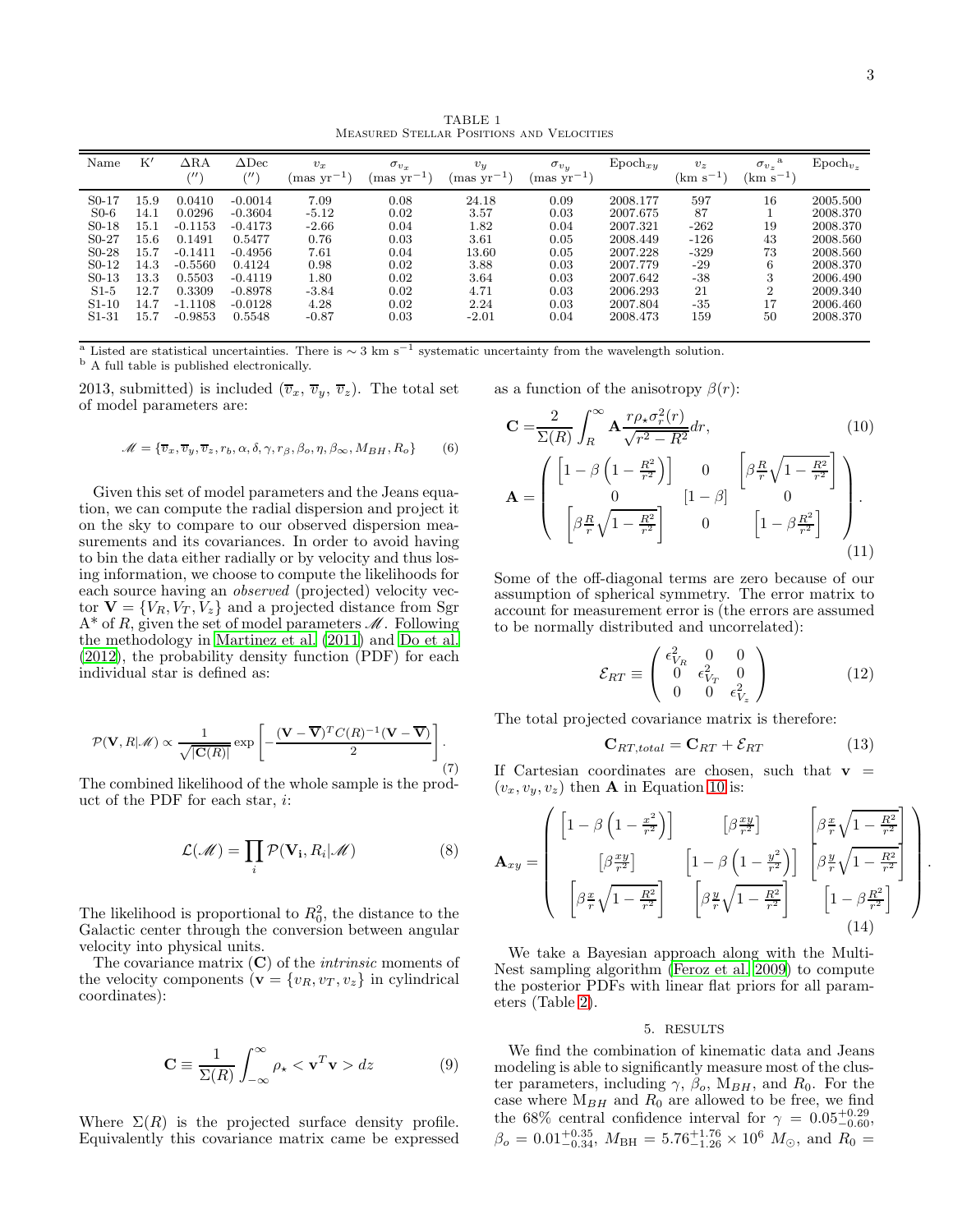TABLE 1
Measured Stellar Positions and Velocities

| Name | K′ | ΔRA ($''$) | ΔDec ($''$) | $v_x$ (mas yr$^{-1}$) | $\sigma_{v_x}$ (mas yr$^{-1}$) | $v_y$ (mas yr$^{-1}$) | $\sigma_{v_y}$ (mas yr$^{-1}$) | Epoch$_{xy}$ | $v_z$ (km s$^{-1}$) | $\sigma_{v_z}$ [a] (km s$^{-1}$) | Epoch$_{v_z}$ |
|---|---|---|---|---|---|---|---|---|---|---|---|
| S0-17 | 15.9 | 0.0410 | -0.0014 | 7.09 | 0.08 | 24.18 | 0.09 | 2008.177 | 597 | 16 | 2005.500 |
| S0-6 | 14.1 | 0.0296 | -0.3604 | -5.12 | 0.02 | 3.57 | 0.03 | 2007.675 | 87 | 1 | 2008.370 |
| S0-18 | 15.1 | -0.1153 | -0.4173 | -2.66 | 0.04 | 1.82 | 0.04 | 2007.321 | -262 | 19 | 2008.370 |
| S0-27 | 15.6 | 0.1491 | 0.5477 | 0.76 | 0.03 | 3.61 | 0.05 | 2008.449 | -126 | 43 | 2008.560 |
| S0-28 | 15.7 | -0.1411 | -0.4956 | 7.61 | 0.04 | 13.60 | 0.05 | 2007.228 | -329 | 73 | 2008.560 |
| S0-12 | 14.3 | -0.5560 | 0.4124 | 0.98 | 0.02 | 3.88 | 0.03 | 2007.779 | -29 | 6 | 2008.370 |
| S0-13 | 13.3 | 0.5503 | -0.4119 | 1.80 | 0.02 | 3.64 | 0.03 | 2007.642 | -38 | 3 | 2006.490 |
| S1-5 | 12.7 | 0.3309 | -0.8978 | -3.84 | 0.02 | 4.71 | 0.03 | 2006.293 | 21 | 2 | 2009.340 |
| S1-10 | 14.7 | -1.1108 | -0.0128 | 4.28 | 0.02 | 2.24 | 0.03 | 2007.804 | -35 | 17 | 2006.460 |
| S1-31 | 15.7 | -0.9853 | 0.5548 | -0.87 | 0.03 | -2.01 | 0.04 | 2008.473 | 159 | 50 | 2008.370 |

[a] Listed are statistical uncertainties. There is $\sim 3$ km s$^{-1}$ systematic uncertainty from the wavelength solution.
[b] A full table is published electronically.

2013, submitted) is included ($\overline{v}_x$, $\overline{v}_y$, $\overline{v}_z$). The total set of model parameters are:

$$\mathscr{M} = \{\overline{v}_x, \overline{v}_y, \overline{v}_z, r_b, \alpha, \delta, \gamma, r_\beta, \beta_o, \eta, \beta_\infty, M_{BH}, R_o\} \quad (6)$$

Given this set of model parameters and the Jeans equation, we can compute the radial dispersion and project it on the sky to compare to our observed dispersion measurements and its covariances. In order to avoid having to bin the data either radially or by velocity and thus losing information, we choose to compute the likelihoods for each source having an *observed* (projected) velocity vector $\mathbf{V} = \{V_R, V_T, V_z\}$ and a projected distance from Sgr A* of $R$, given the set of model parameters $\mathscr{M}$. Following the methodology in Martinez et al. (2011) and Do et al. (2012), the probability density function (PDF) for each individual star is defined as:

$$\mathcal{P}(\mathbf{V}, R|\mathscr{M}) \propto \frac{1}{\sqrt{|\mathbf{C}(R)|}} \exp\left[-\frac{(\mathbf{V}-\overline{\mathbf{V}})^T C(R)^{-1}(\mathbf{V}-\overline{\mathbf{V}})}{2}\right]. \quad (7)$$

The combined likelihood of the whole sample is the product of the PDF for each star, $i$:

$$\mathcal{L}(\mathscr{M}) = \prod_i \mathcal{P}(\mathbf{V_i}, R_i|\mathscr{M}) \quad (8)$$

The likelihood is proportional to $R_0^2$, the distance to the Galactic center through the conversion between angular velocity into physical units.

The covariance matrix ($\mathbf{C}$) of the *intrinsic* moments of the velocity components ($\mathbf{v} = \{v_R, v_T, v_z\}$ in cylindrical coordinates):

$$\mathbf{C} \equiv \frac{1}{\Sigma(R)} \int_{-\infty}^{\infty} \rho_\star < \mathbf{v}^T\mathbf{v} > dz \quad (9)$$

Where $\Sigma(R)$ is the projected surface density profile. Equivalently this covariance matrix came be expressed as a function of the anisotropy $\beta(r)$:

$$\mathbf{C} = \frac{2}{\Sigma(R)} \int_R^\infty \mathbf{A}\frac{r\rho_\star\sigma_r^2(r)}{\sqrt{r^2-R^2}}dr, \quad (10)$$

$$\mathbf{A} = \begin{pmatrix} \left[1-\beta\left(1-\frac{R^2}{r^2}\right)\right] & 0 & \left[\beta\frac{R}{r}\sqrt{1-\frac{R^2}{r^2}}\right] \\ 0 & [1-\beta] & 0 \\ \left[\beta\frac{R}{r}\sqrt{1-\frac{R^2}{r^2}}\right] & 0 & \left[1-\beta\frac{R^2}{r^2}\right] \end{pmatrix}. \quad (11)$$

Some of the off-diagonal terms are zero because of our assumption of spherical symmetry. The error matrix to account for measurement error is (the errors are assumed to be normally distributed and uncorrelated):

$$\mathcal{E}_{RT} \equiv \begin{pmatrix} \epsilon_{V_R}^2 & 0 & 0 \\ 0 & \epsilon_{V_T}^2 & 0 \\ 0 & 0 & \epsilon_{V_z}^2 \end{pmatrix} \quad (12)$$

The total projected covariance matrix is therefore:

$$\mathbf{C}_{RT,total} = \mathbf{C}_{RT} + \mathcal{E}_{RT} \quad (13)$$

If Cartesian coordinates are chosen, such that $\mathbf{v} = (v_x, v_y, v_z)$ then $\mathbf{A}$ in Equation 10 is:

$$\mathbf{A}_{xy} = \begin{pmatrix} \left[1-\beta\left(1-\frac{x^2}{r^2}\right)\right] & \left[\beta\frac{xy}{r^2}\right] & \left[\beta\frac{x}{r}\sqrt{1-\frac{R^2}{r^2}}\right] \\ \left[\beta\frac{xy}{r^2}\right] & \left[1-\beta\left(1-\frac{y^2}{r^2}\right)\right] & \left[\beta\frac{y}{r}\sqrt{1-\frac{R^2}{r^2}}\right] \\ \left[\beta\frac{x}{r}\sqrt{1-\frac{R^2}{r^2}}\right] & \left[\beta\frac{y}{r}\sqrt{1-\frac{R^2}{r^2}}\right] & \left[1-\beta\frac{R^2}{r^2}\right] \end{pmatrix}. \quad (14)$$

We take a Bayesian approach along with the Multi-Nest sampling algorithm (Feroz et al. 2009) to compute the posterior PDFs with linear flat priors for all parameters (Table 2).

## 5. RESULTS

We find the combination of kinematic data and Jeans modeling is able to significantly measure most of the cluster parameters, including $\gamma$, $\beta_o$, $M_{BH}$, and $R_0$. For the case where $M_{BH}$ and $R_0$ are allowed to be free, we find the 68% central confidence interval for $\gamma = 0.05^{+0.29}_{-0.60}$, $\beta_o = 0.01^{+0.35}_{-0.34}$, $M_{\rm BH} = 5.76^{+1.76}_{-1.26} \times 10^6\ M_\odot$, and $R_0 =$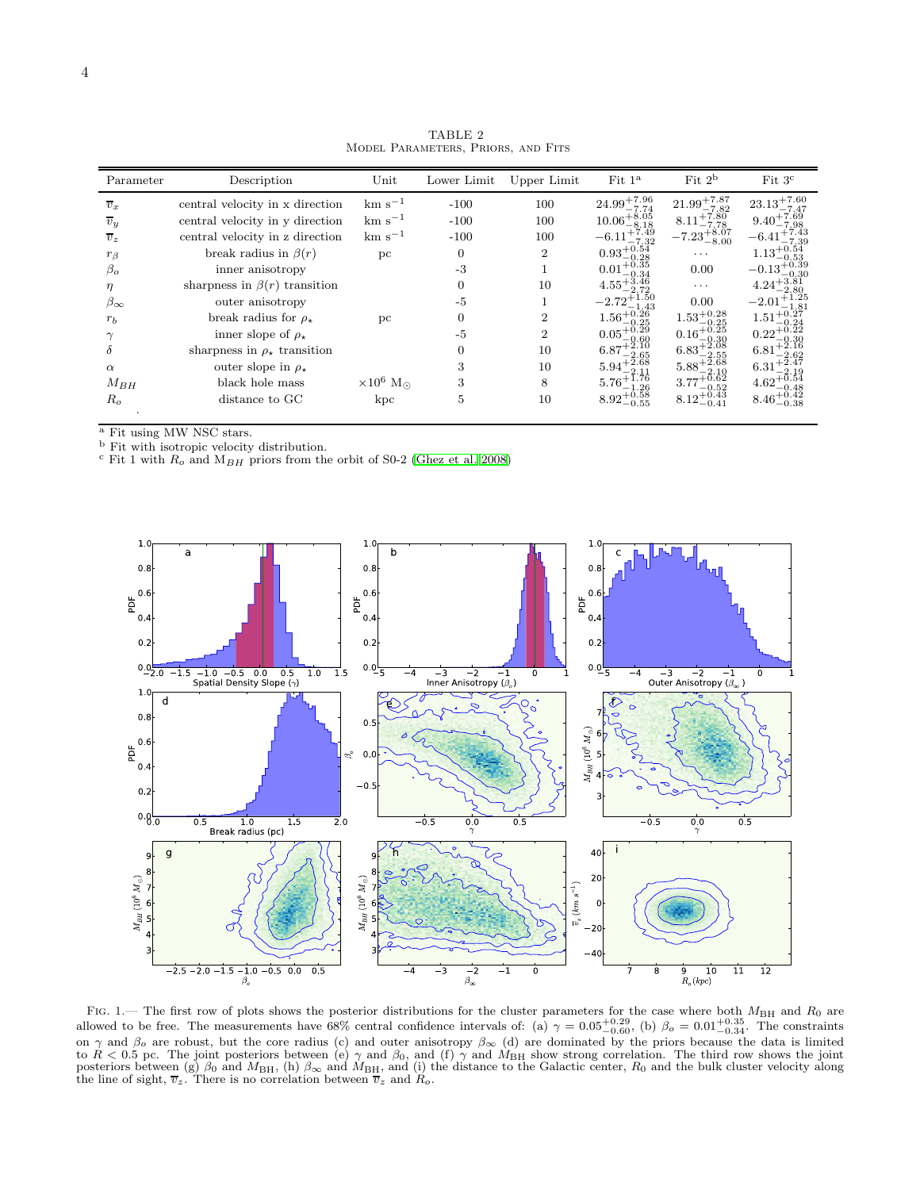TABLE 2
Model Parameters, Priors, and Fits

| Parameter | Description | Unit | Lower Limit | Upper Limit | Fit 1[a] | Fit 2[b] | Fit 3[c] |
|---|---|---|---|---|---|---|---|
| $\overline{v}_x$ | central velocity in x direction | km s$^{-1}$ | -100 | 100 | $24.99^{+7.96}_{-7.74}$ | $21.99^{+7.87}_{-7.82}$ | $23.13^{+7.60}_{-7.47}$ |
| $\overline{v}_y$ | central velocity in y direction | km s$^{-1}$ | -100 | 100 | $10.06^{+8.05}_{-8.18}$ | $8.11^{+7.80}_{-7.78}$ | $9.40^{+7.69}_{-7.98}$ |
| $\overline{v}_z$ | central velocity in z direction | km s$^{-1}$ | -100 | 100 | $-6.11^{+7.49}_{-7.32}$ | $-7.23^{+8.07}_{-8.00}$ | $-6.41^{+7.43}_{-7.39}$ |
| $r_\beta$ | break radius in $\beta(r)$ | pc | 0 | 2 | $0.93^{+0.54}_{-0.28}$ | ... | $1.13^{+0.54}_{-0.53}$ |
| $\beta_o$ | inner anisotropy | | -3 | 1 | $0.01^{+0.35}_{-0.34}$ | 0.00 | $-0.13^{+0.39}_{-0.30}$ |
| $\eta$ | sharpness in $\beta(r)$ transition | | 0 | 10 | $4.55^{+3.46}_{-2.72}$ | ... | $4.24^{+3.81}_{-2.80}$ |
| $\beta_\infty$ | outer anisotropy | | -5 | 1 | $-2.72^{+1.50}_{-1.43}$ | 0.00 | $-2.01^{+1.25}_{-1.81}$ |
| $r_b$ | break radius for $\rho_\star$ | pc | 0 | 2 | $1.56^{+0.26}_{-0.25}$ | $1.53^{+0.28}_{-0.25}$ | $1.51^{+0.27}_{-0.24}$ |
| $\gamma$ | inner slope of $\rho_\star$ | | -5 | 2 | $0.05^{+0.29}_{-0.60}$ | $0.16^{+0.25}_{-0.30}$ | $0.22^{+0.22}_{-0.30}$ |
| $\delta$ | sharpness in $\rho_\star$ transition | | 0 | 10 | $6.87^{+2.10}_{-2.65}$ | $6.83^{+2.08}_{-2.55}$ | $6.81^{+2.16}_{-2.62}$ |
| $\alpha$ | outer slope in $\rho_\star$ | | 3 | 10 | $5.94^{+2.68}_{-2.11}$ | $5.88^{+2.68}_{-2.10}$ | $6.31^{+2.47}_{-2.19}$ |
| $M_{BH}$ | black hole mass | $\times 10^6$ M$_\odot$ | 3 | 8 | $5.76^{+1.76}_{-1.26}$ | $3.77^{+0.62}_{-0.52}$ | $4.62^{+0.54}_{-0.48}$ |
| $R_o$ | distance to GC | kpc | 5 | 10 | $8.92^{+0.58}_{-0.55}$ | $8.12^{+0.43}_{-0.41}$ | $8.46^{+0.42}_{-0.38}$ |

[a] Fit using MW NSC stars.
[b] Fit with isotropic velocity distribution.
[c] Fit 1 with $R_o$ and $M_{BH}$ priors from the orbit of S0-2 (Ghez et al. 2008)

Fig. 1.— The first row of plots shows the posterior distributions for the cluster parameters for the case where both $M_{\rm BH}$ and $R_0$ are allowed to be free. The measurements have 68% central confidence intervals of: (a) $\gamma = 0.05^{+0.29}_{-0.60}$, (b) $\beta_o = 0.01^{+0.35}_{-0.34}$. The constraints on $\gamma$ and $\beta_o$ are robust, but the core radius (c) and outer anisotropy $\beta_\infty$ (d) are dominated by the priors because the data is limited to $R < 0.5$ pc. The joint posteriors between (e) $\gamma$ and $\beta_0$, and (f) $\gamma$ and $M_{\rm BH}$ show strong correlation. The third row shows the joint posteriors between (g) $\beta_0$ and $M_{\rm BH}$, (h) $\beta_\infty$ and $M_{\rm BH}$, and (i) the distance to the Galactic center, $R_0$ and the bulk cluster velocity along the line of sight, $\overline{v}_z$. There is no correlation between $\overline{v}_z$ and $R_o$.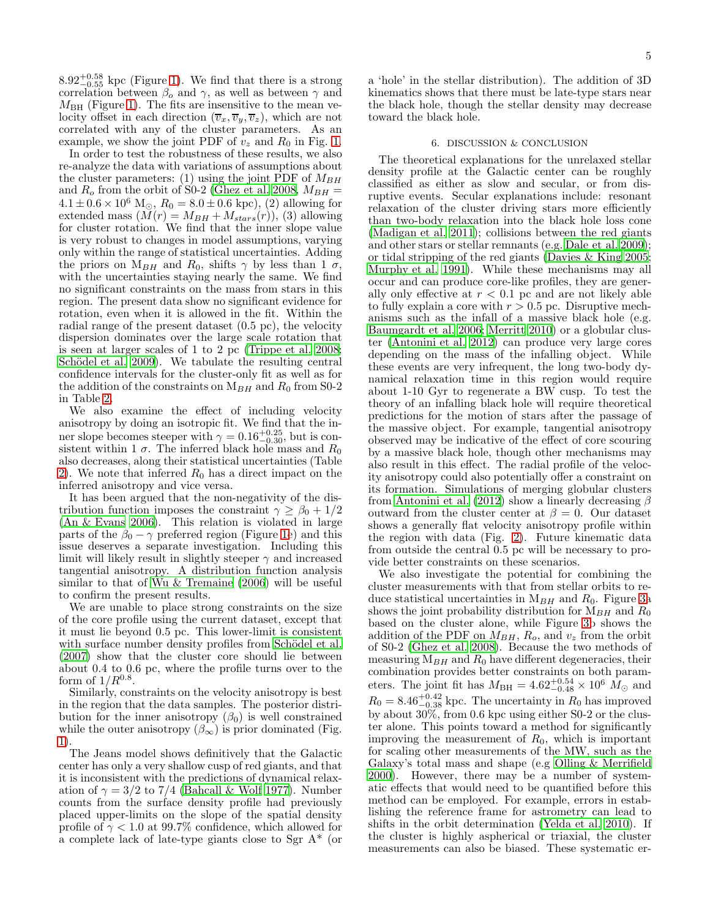$8.92^{+0.58}_{-0.55}$ kpc (Figure 1). We find that there is a strong correlation between $\beta_o$ and $\gamma$, as well as between $\gamma$ and $M_{\rm BH}$ (Figure 1). The fits are insensitive to the mean velocity offset in each direction ($\overline{v}_x, \overline{v}_y, \overline{v}_z$), which are not correlated with any of the cluster parameters. As an example, we show the joint PDF of $v_z$ and $R_0$ in Fig. 1.

In order to test the robustness of these results, we also re-analyze the data with variations of assumptions about the cluster parameters: (1) using the joint PDF of $M_{BH}$ and $R_o$ from the orbit of S0-2 (Ghez et al. 2008, $M_{BH} = 4.1 \pm 0.6 \times 10^6$ M$_\odot$, $R_0 = 8.0 \pm 0.6$ kpc), (2) allowing for extended mass ($M(r) = M_{BH} + M_{stars}(r)$), (3) allowing for cluster rotation. We find that the inner slope value is very robust to changes in model assumptions, varying only within the range of statistical uncertainties. Adding the priors on M$_{BH}$ and $R_0$, shifts $\gamma$ by less than 1 $\sigma$, with the uncertainties staying nearly the same. We find no significant constraints on the mass from stars in this region. The present data show no significant evidence for rotation, even when it is allowed in the fit. Within the radial range of the present dataset (0.5 pc), the velocity dispersion dominates over the large scale rotation that is seen at larger scales of 1 to 2 pc (Trippe et al. 2008; Schödel et al. 2009). We tabulate the resulting central confidence intervals for the cluster-only fit as well as for the addition of the constraints on M$_{BH}$ and $R_0$ from S0-2 in Table 2.

We also examine the effect of including velocity anisotropy by doing an isotropic fit. We find that the inner slope becomes steeper with $\gamma = 0.16^{+0.25}_{-0.30}$, but is consistent within 1 $\sigma$. The inferred black hole mass and $R_0$ also decreases, along their statistical uncertainties (Table 2). We note that inferred $R_0$ has a direct impact on the inferred anisotropy and vice versa.

It has been argued that the non-negativity of the distribution function imposes the constraint $\gamma \geq \beta_0 + 1/2$ (An & Evans 2006). This relation is violated in large parts of the $\beta_0 - \gamma$ preferred region (Figure 1e) and this issue deserves a separate investigation. Including this limit will likely result in slightly steeper $\gamma$ and increased tangential anisotropy. A distribution function analysis similar to that of Wu & Tremaine (2006) will be useful to confirm the present results.

We are unable to place strong constraints on the size of the core profile using the current dataset, except that it must lie beyond 0.5 pc. This lower-limit is consistent with surface number density profiles from Schödel et al. (2007) show that the cluster core should lie between about 0.4 to 0.6 pc, where the profile turns over to the form of $1/R^{0.8}$.

Similarly, constraints on the velocity anisotropy is best in the region that the data samples. The posterior distribution for the inner anisotropy ($\beta_0$) is well constrained while the outer anisotropy ($\beta_\infty$) is prior dominated (Fig. 1).

The Jeans model shows definitively that the Galactic center has only a very shallow cusp of red giants, and that it is inconsistent with the predictions of dynamical relaxation of $\gamma = 3/2$ to $7/4$ (Bahcall & Wolf 1977). Number counts from the surface density profile had previously placed upper-limits on the slope of the spatial density profile of $\gamma < 1.0$ at 99.7% confidence, which allowed for a complete lack of late-type giants close to Sgr A* (or a 'hole' in the stellar distribution). The addition of 3D kinematics shows that there must be late-type stars near the black hole, though the stellar density may decrease toward the black hole.

## 6. DISCUSSION & CONCLUSION

The theoretical explanations for the unrelaxed stellar density profile at the Galactic center can be roughly classified as either as slow and secular, or from disruptive events. Secular explanations include: resonant relaxation of the cluster driving stars more efficiently than two-body relaxation into the black hole loss cone (Madigan et al. 2011); collisions between the red giants and other stars or stellar remnants (e.g. Dale et al. 2009); or tidal stripping of the red giants (Davies & King 2005; Murphy et al. 1991). While these mechanisms may all occur and can produce core-like profiles, they are generally only effective at $r < 0.1$ pc and are not likely able to fully explain a core with $r > 0.5$ pc. Disruptive mechanisms such as the infall of a massive black hole (e.g. Baumgardt et al. 2006; Merritt 2010) or a globular cluster (Antonini et al. 2012) can produce very large cores depending on the mass of the infalling object. While these events are very infrequent, the long two-body dynamical relaxation time in this region would require about 1-10 Gyr to regenerate a BW cusp. To test the theory of an infalling black hole will require theoretical predictions for the motion of stars after the passage of the massive object. For example, tangential anisotropy observed may be indicative of the effect of core scouring by a massive black hole, though other mechanisms may also result in this effect. The radial profile of the velocity anisotropy could also potentially offer a constraint on its formation. Simulations of merging globular clusters from Antonini et al. (2012) show a linearly decreasing $\beta$ outward from the cluster center at $\beta = 0$. Our dataset shows a generally flat velocity anisotropy profile within the region with data (Fig. 2). Future kinematic data from outside the central 0.5 pc will be necessary to provide better constraints on these scenarios.

We also investigate the potential for combining the cluster measurements with that from stellar orbits to reduce statistical uncertainties in M$_{BH}$ and $R_0$. Figure 3a shows the joint probability distribution for M$_{BH}$ and $R_0$ based on the cluster alone, while Figure 3b shows the addition of the PDF on $M_{BH}$, $R_o$, and $v_z$ from the orbit of S0-2 (Ghez et al. 2008). Because the two methods of measuring M$_{BH}$ and $R_0$ have different degeneracies, their combination provides better constraints on both parameters. The joint fit has $M_{\rm BH} = 4.62^{+0.54}_{-0.48} \times 10^6$ $M_\odot$ and $R_0 = 8.46^{+0.42}_{-0.38}$ kpc. The uncertainty in $R_0$ has improved by about 30%, from 0.6 kpc using either S0-2 or the cluster alone. This points toward a method for significantly improving the measurement of $R_0$, which is important for scaling other measurements of the MW, such as the Galaxy's total mass and shape (e.g Olling & Merrifield 2000). However, there may be a number of systematic effects that would need to be quantified before this method can be employed. For example, errors in establishing the reference frame for astrometry can lead to shifts in the orbit determination (Yelda et al. 2010). If the cluster is highly aspherical or triaxial, the cluster measurements can also be biased. These systematic er-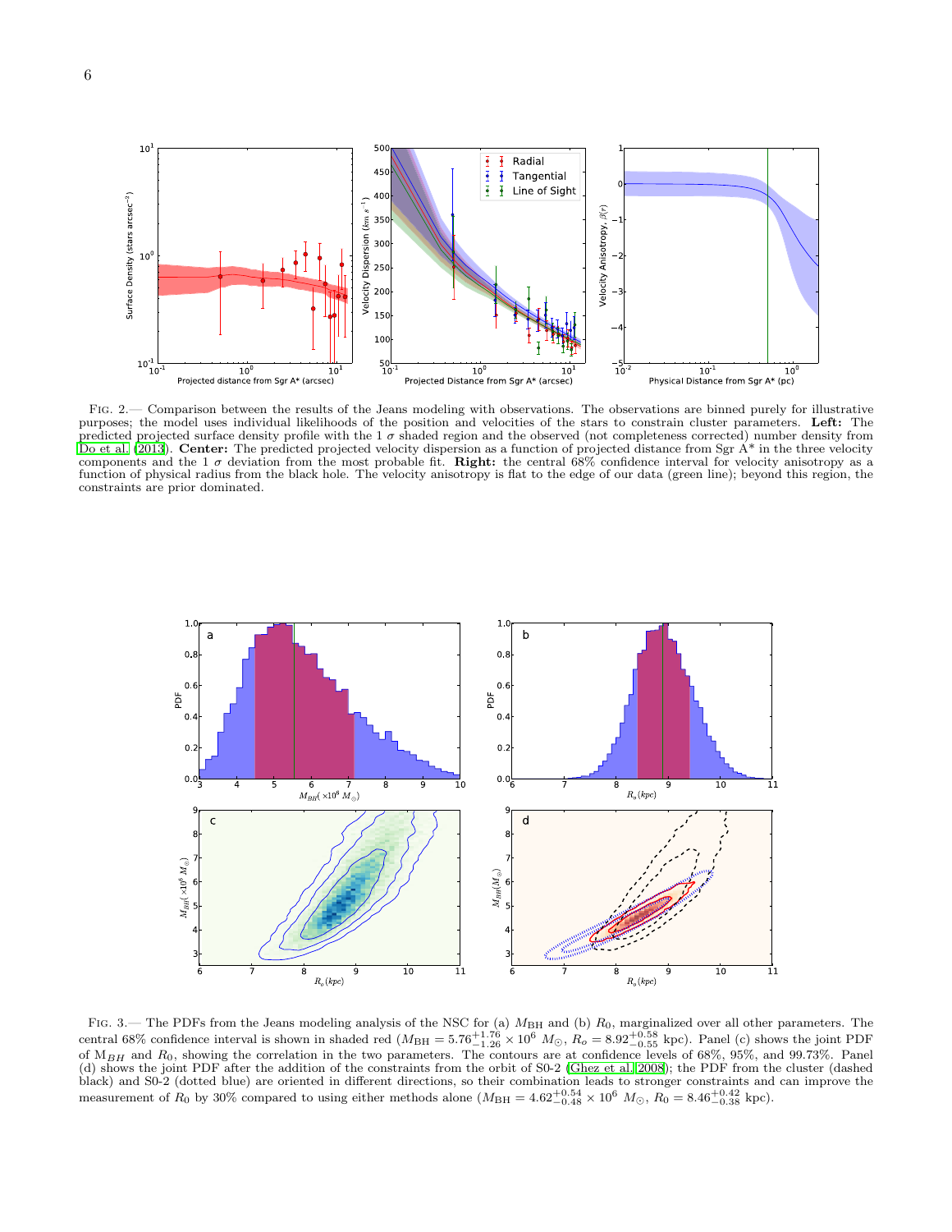Fig. 2.— Comparison between the results of the Jeans modeling with observations. The observations are binned purely for illustrative purposes; the model uses individual likelihoods of the position and velocities of the stars to constrain cluster parameters. **Left:** The predicted projected surface density profile with the 1 $\sigma$ shaded region and the observed (not completeness corrected) number density from Do et al. (2013). **Center:** The predicted projected velocity dispersion as a function of projected distance from Sgr A* in the three velocity components and the 1 $\sigma$ deviation from the most probable fit. **Right:** the central 68% confidence interval for velocity anisotropy as a function of physical radius from the black hole. The velocity anisotropy is flat to the edge of our data (green line); beyond this region, the constraints are prior dominated.

Fig. 3.— The PDFs from the Jeans modeling analysis of the NSC for (a) $M_{\rm BH}$ and (b) $R_0$, marginalized over all other parameters. The central 68% confidence interval is shown in shaded red ($M_{\rm BH} = 5.76^{+1.76}_{-1.26} \times 10^6\ M_{\odot}$, $R_o = 8.92^{+0.58}_{-0.55}$ kpc). Panel (c) shows the joint PDF of $M_{BH}$ and $R_0$, showing the correlation in the two parameters. The contours are at confidence levels of 68%, 95%, and 99.73%. Panel (d) shows the joint PDF after the addition of the constraints from the orbit of S0-2 (Ghez et al. 2008); the PDF from the cluster (dashed black) and S0-2 (dotted blue) are oriented in different directions, so their combination leads to stronger constraints and can improve the measurement of $R_0$ by 30% compared to using either methods alone ($M_{\rm BH} = 4.62^{+0.54}_{-0.48} \times 10^6\ M_{\odot}$, $R_0 = 8.46^{+0.42}_{-0.38}$ kpc).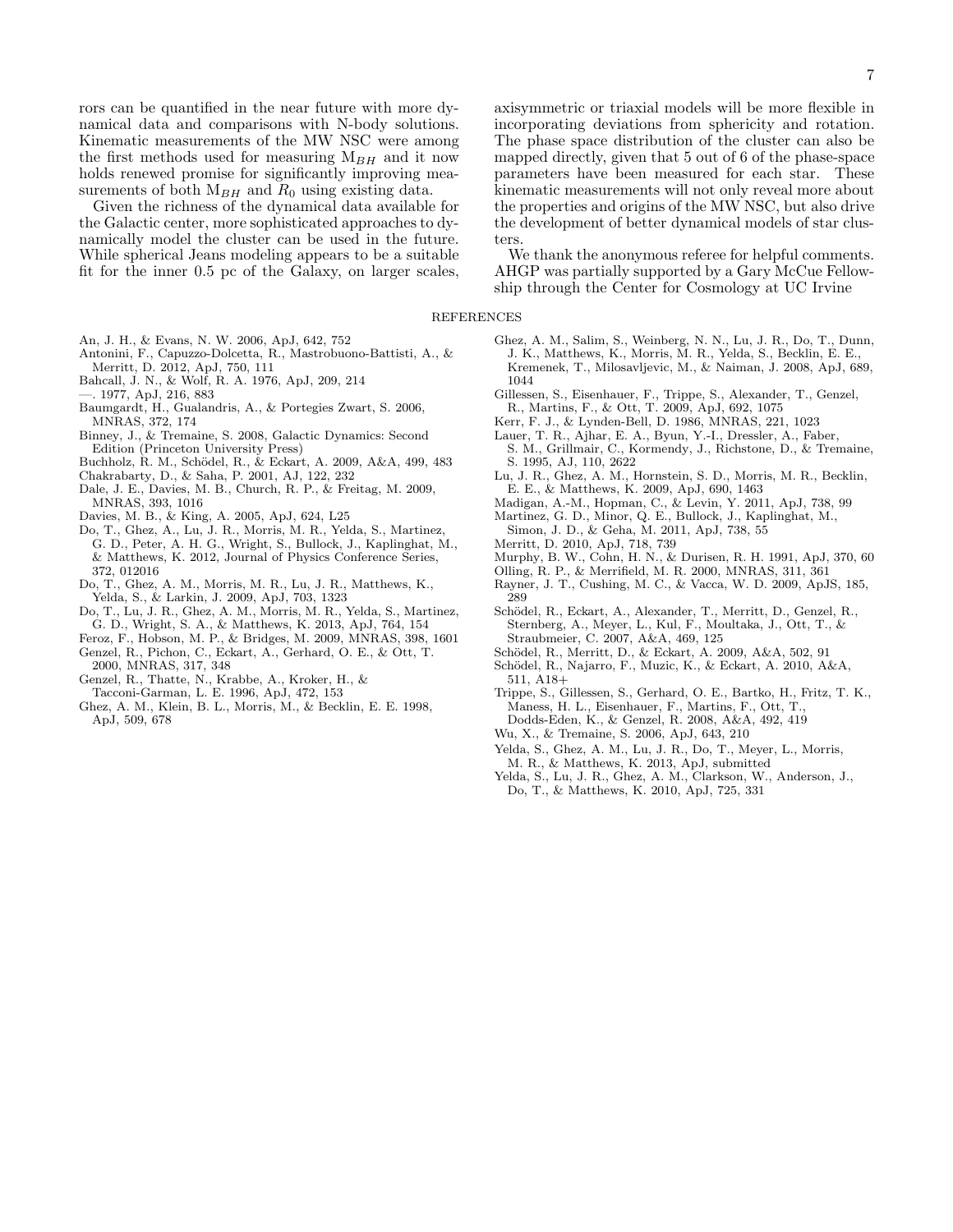rors can be quantified in the near future with more dynamical data and comparisons with N-body solutions. Kinematic measurements of the MW NSC were among the first methods used for measuring $M_{BH}$ and it now holds renewed promise for significantly improving measurements of both $M_{BH}$ and $R_0$ using existing data.

Given the richness of the dynamical data available for the Galactic center, more sophisticated approaches to dynamically model the cluster can be used in the future. While spherical Jeans modeling appears to be a suitable fit for the inner 0.5 pc of the Galaxy, on larger scales, axisymmetric or triaxial models will be more flexible in incorporating deviations from sphericity and rotation. The phase space distribution of the cluster can also be mapped directly, given that 5 out of 6 of the phase-space parameters have been measured for each star. These kinematic measurements will not only reveal more about the properties and origins of the MW NSC, but also drive the development of better dynamical models of star clusters.

We thank the anonymous referee for helpful comments. AHGP was partially supported by a Gary McCue Fellowship through the Center for Cosmology at UC Irvine

## REFERENCES

An, J. H., & Evans, N. W. 2006, ApJ, 642, 752

Antonini, F., Capuzzo-Dolcetta, R., Mastrobuono-Battisti, A., & Merritt, D. 2012, ApJ, 750, 111

Bahcall, J. N., & Wolf, R. A. 1976, ApJ, 209, 214

—. 1977, ApJ, 216, 883

Baumgardt, H., Gualandris, A., & Portegies Zwart, S. 2006, MNRAS, 372, 174

Binney, J., & Tremaine, S. 2008, Galactic Dynamics: Second Edition (Princeton University Press)

Buchholz, R. M., Schödel, R., & Eckart, A. 2009, A&A, 499, 483

Chakrabarty, D., & Saha, P. 2001, AJ, 122, 232

Dale, J. E., Davies, M. B., Church, R. P., & Freitag, M. 2009, MNRAS, 393, 1016

Davies, M. B., & King, A. 2005, ApJ, 624, L25

Do, T., Ghez, A., Lu, J. R., Morris, M. R., Yelda, S., Martinez, G. D., Peter, A. H. G., Wright, S., Bullock, J., Kaplinghat, M., & Matthews, K. 2012, Journal of Physics Conference Series, 372, 012016

Do, T., Ghez, A. M., Morris, M. R., Lu, J. R., Matthews, K., Yelda, S., & Larkin, J. 2009, ApJ, 703, 1323

Do, T., Lu, J. R., Ghez, A. M., Morris, M. R., Yelda, S., Martinez, G. D., Wright, S. A., & Matthews, K. 2013, ApJ, 764, 154

Feroz, F., Hobson, M. P., & Bridges, M. 2009, MNRAS, 398, 1601

Genzel, R., Pichon, C., Eckart, A., Gerhard, O. E., & Ott, T. 2000, MNRAS, 317, 348

Genzel, R., Thatte, N., Krabbe, A., Kroker, H., & Tacconi-Garman, L. E. 1996, ApJ, 472, 153

Ghez, A. M., Klein, B. L., Morris, M., & Becklin, E. E. 1998, ApJ, 509, 678

Ghez, A. M., Salim, S., Weinberg, N. N., Lu, J. R., Do, T., Dunn, J. K., Matthews, K., Morris, M. R., Yelda, S., Becklin, E. E., Kremenek, T., Milosavljevic, M., & Naiman, J. 2008, ApJ, 689, 1044

Gillessen, S., Eisenhauer, F., Trippe, S., Alexander, T., Genzel, R., Martins, F., & Ott, T. 2009, ApJ, 692, 1075

Kerr, F. J., & Lynden-Bell, D. 1986, MNRAS, 221, 1023

Lauer, T. R., Ajhar, E. A., Byun, Y.-I., Dressler, A., Faber, S. M., Grillmair, C., Kormendy, J., Richstone, D., & Tremaine, S. 1995, AJ, 110, 2622

Lu, J. R., Ghez, A. M., Hornstein, S. D., Morris, M. R., Becklin, E. E., & Matthews, K. 2009, ApJ, 690, 1463

Madigan, A.-M., Hopman, C., & Levin, Y. 2011, ApJ, 738, 99

Martinez, G. D., Minor, Q. E., Bullock, J., Kaplinghat, M., Simon, J. D., & Geha, M. 2011, ApJ, 738, 55

Merritt, D. 2010, ApJ, 718, 739

Murphy, B. W., Cohn, H. N., & Durisen, R. H. 1991, ApJ, 370, 60

Olling, R. P., & Merrifield, M. R. 2000, MNRAS, 311, 361

Rayner, J. T., Cushing, M. C., & Vacca, W. D. 2009, ApJS, 185, 289

Schödel, R., Eckart, A., Alexander, T., Merritt, D., Genzel, R., Sternberg, A., Meyer, L., Kul, F., Moultaka, J., Ott, T., & Straubmeier, C. 2007, A&A, 469, 125

Schödel, R., Merritt, D., & Eckart, A. 2009, A&A, 502, 91

Schödel, R., Najarro, F., Muzic, K., & Eckart, A. 2010, A&A, 511, A18+

Trippe, S., Gillessen, S., Gerhard, O. E., Bartko, H., Fritz, T. K., Maness, H. L., Eisenhauer, F., Martins, F., Ott, T., Dodds-Eden, K., & Genzel, R. 2008, A&A, 492, 419

Wu, X., & Tremaine, S. 2006, ApJ, 643, 210

Yelda, S., Ghez, A. M., Lu, J. R., Do, T., Meyer, L., Morris, M. R., & Matthews, K. 2013, ApJ, submitted

Yelda, S., Lu, J. R., Ghez, A. M., Clarkson, W., Anderson, J., Do, T., & Matthews, K. 2010, ApJ, 725, 331